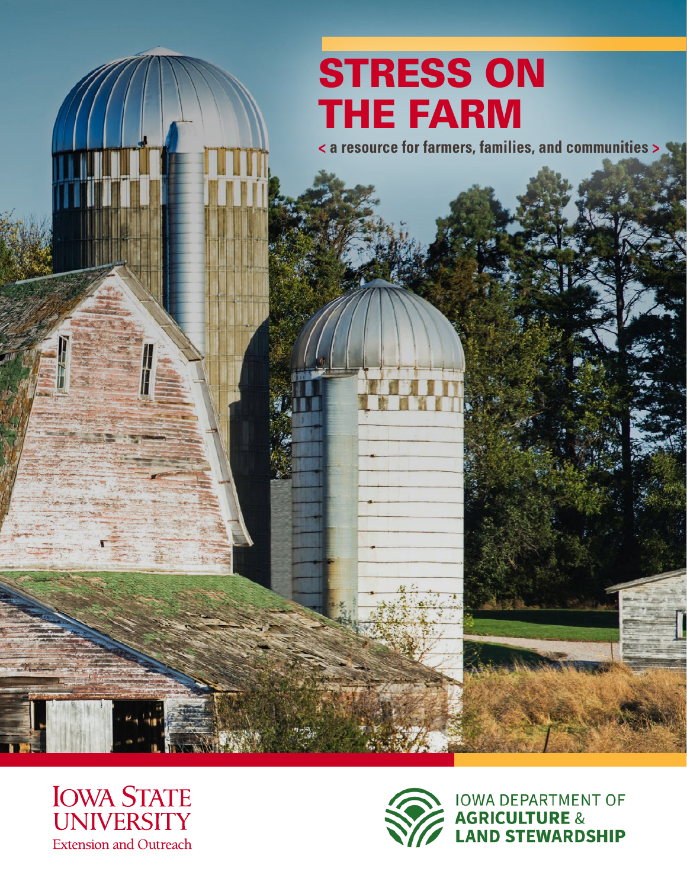# STRESS ON THE FARM

< a resource for farmers, families, and communities >

IOWA STATE UNIVERSITY
Extension and Outreach

IOWA DEPARTMENT OF
AGRICULTURE &
LAND STEWARDSHIP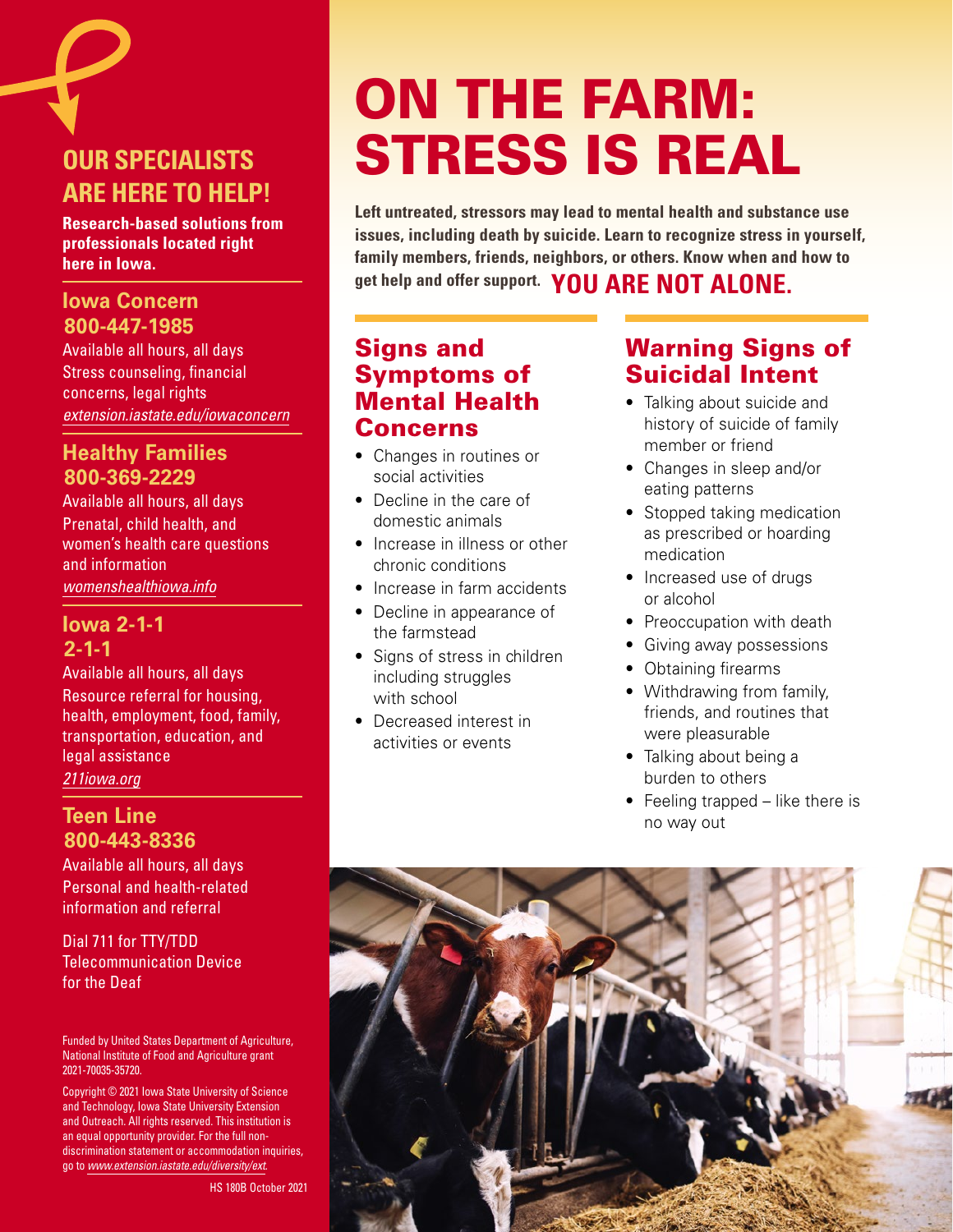# ON THE FARM: STRESS IS REAL

**Left untreated, stressors may lead to mental health and substance use issues, including death by suicide. Learn to recognize stress in yourself, family members, friends, neighbors, or others. Know when and how to get help and offer support.** **YOU ARE NOT ALONE.**

## Signs and Symptoms of Mental Health Concerns

- Changes in routines or social activities
- Decline in the care of domestic animals
- Increase in illness or other chronic conditions
- Increase in farm accidents
- Decline in appearance of the farmstead
- Signs of stress in children including struggles with school
- Decreased interest in activities or events

## Warning Signs of Suicidal Intent

- Talking about suicide and history of suicide of family member or friend
- Changes in sleep and/or eating patterns
- Stopped taking medication as prescribed or hoarding medication
- Increased use of drugs or alcohol
- Preoccupation with death
- Giving away possessions
- Obtaining firearms
- Withdrawing from family, friends, and routines that were pleasurable
- Talking about being a burden to others
- Feeling trapped – like there is no way out

## OUR SPECIALISTS ARE HERE TO HELP!

**Research-based solutions from professionals located right here in Iowa.**

### Iowa Concern 800-447-1985

Available all hours, all days
Stress counseling, financial concerns, legal rights
*extension.iastate.edu/iowaconcern*

### Healthy Families 800-369-2229

Available all hours, all days
Prenatal, child health, and women's health care questions and information
*womenshealthiowa.info*

### Iowa 2-1-1 2-1-1

Available all hours, all days
Resource referral for housing, health, employment, food, family, transportation, education, and legal assistance
*211iowa.org*

### Teen Line 800-443-8336

Available all hours, all days
Personal and health-related information and referral

Dial 711 for TTY/TDD Telecommunication Device for the Deaf

Funded by United States Department of Agriculture, National Institute of Food and Agriculture grant 2021-70035-35720.

Copyright © 2021 Iowa State University of Science and Technology, Iowa State University Extension and Outreach. All rights reserved. This institution is an equal opportunity provider. For the full non-discrimination statement or accommodation inquiries, go to *www.extension.iastate.edu/diversity/ext*.

HS 180B October 2021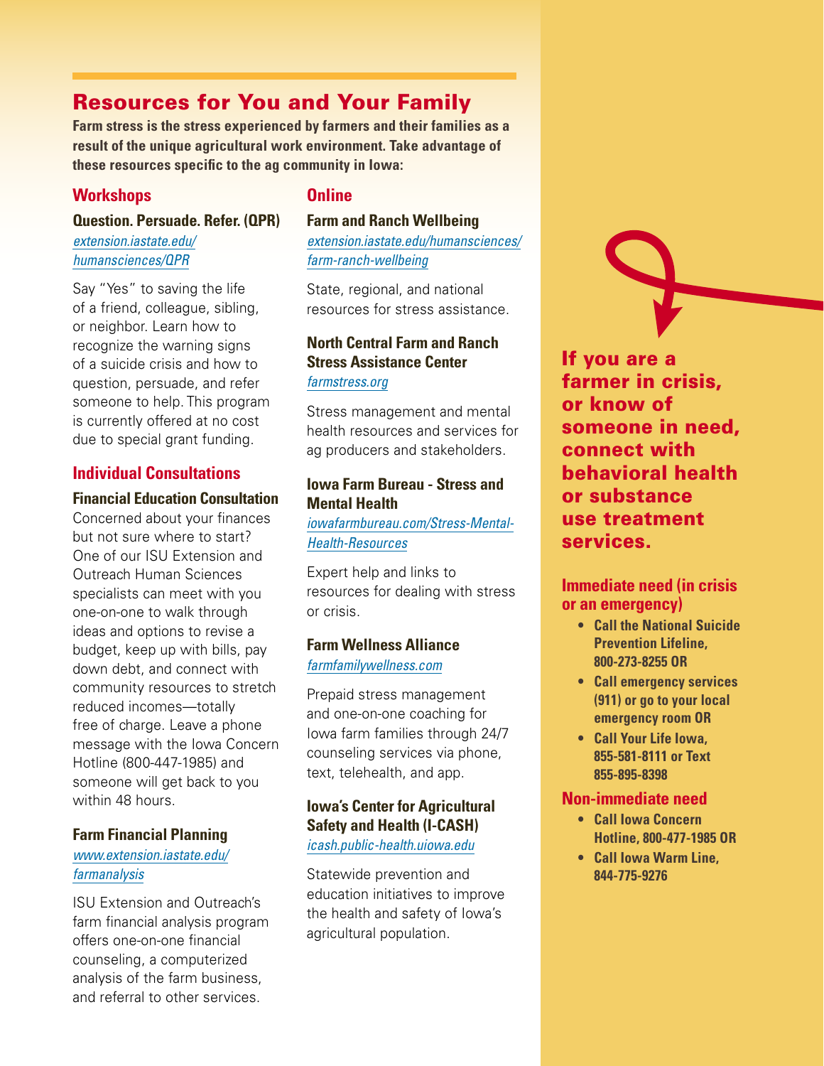## Resources for You and Your Family

**Farm stress is the stress experienced by farmers and their families as a result of the unique agricultural work environment. Take advantage of these resources specific to the ag community in Iowa:**

### Workshops

**Question. Persuade. Refer. (QPR)**
*extension.iastate.edu/humansciences/QPR*

Say "Yes" to saving the life of a friend, colleague, sibling, or neighbor. Learn how to recognize the warning signs of a suicide crisis and how to question, persuade, and refer someone to help. This program is currently offered at no cost due to special grant funding.

### Individual Consultations

**Financial Education Consultation**

Concerned about your finances but not sure where to start? One of our ISU Extension and Outreach Human Sciences specialists can meet with you one-on-one to walk through ideas and options to revise a budget, keep up with bills, pay down debt, and connect with community resources to stretch reduced incomes—totally free of charge. Leave a phone message with the Iowa Concern Hotline (800-447-1985) and someone will get back to you within 48 hours.

**Farm Financial Planning**
*www.extension.iastate.edu/farmanalysis*

ISU Extension and Outreach's farm financial analysis program offers one-on-one financial counseling, a computerized analysis of the farm business, and referral to other services.

### Online

**Farm and Ranch Wellbeing**
*extension.iastate.edu/humansciences/farm-ranch-wellbeing*

State, regional, and national resources for stress assistance.

**North Central Farm and Ranch Stress Assistance Center**
*farmstress.org*

Stress management and mental health resources and services for ag producers and stakeholders.

**Iowa Farm Bureau - Stress and Mental Health**
*iowafarmbureau.com/Stress-Mental-Health-Resources*

Expert help and links to resources for dealing with stress or crisis.

**Farm Wellness Alliance**
*farmfamilywellness.com*

Prepaid stress management and one-on-one coaching for Iowa farm families through 24/7 counseling services via phone, text, telehealth, and app.

**Iowa's Center for Agricultural Safety and Health (I-CASH)**
*icash.public-health.uiowa.edu*

Statewide prevention and education initiatives to improve the health and safety of Iowa's agricultural population.

**If you are a farmer in crisis, or know of someone in need, connect with behavioral health or substance use treatment services.**

### Immediate need (in crisis or an emergency)

- **Call the National Suicide Prevention Lifeline, 800-273-8255 OR**
- **Call emergency services (911) or go to your local emergency room OR**
- **Call Your Life Iowa, 855-581-8111 or Text 855-895-8398**

### Non-immediate need

- **Call Iowa Concern Hotline, 800-477-1985 OR**
- **Call Iowa Warm Line, 844-775-9276**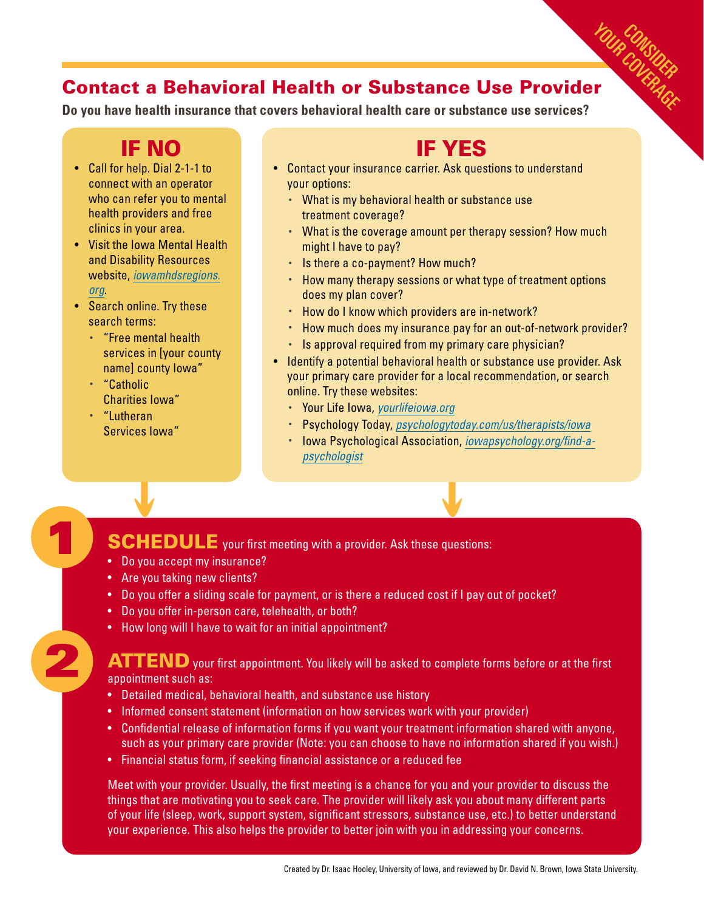CONSIDER YOUR COVERAGE

## Contact a Behavioral Health or Substance Use Provider

**Do you have health insurance that covers behavioral health care or substance use services?**

### IF NO

- Call for help. Dial 2-1-1 to connect with an operator who can refer you to mental health providers and free clinics in your area.
- Visit the Iowa Mental Health and Disability Resources website, *iowamhdsregions.org*.
- Search online. Try these search terms:
  - "Free mental health services in [your county name] county Iowa"
  - "Catholic Charities Iowa"
  - "Lutheran Services Iowa"

### IF YES

- Contact your insurance carrier. Ask questions to understand your options:
  - What is my behavioral health or substance use treatment coverage?
  - What is the coverage amount per therapy session? How much might I have to pay?
  - Is there a co-payment? How much?
  - How many therapy sessions or what type of treatment options does my plan cover?
  - How do I know which providers are in-network?
  - How much does my insurance pay for an out-of-network provider?
  - Is approval required from my primary care physician?
- Identify a potential behavioral health or substance use provider. Ask your primary care provider for a local recommendation, or search online. Try these websites:
  - Your Life Iowa, *yourlifeiowa.org*
  - Psychology Today, *psychologytoday.com/us/therapists/iowa*
  - Iowa Psychological Association, *iowapsychology.org/find-a-psychologist*

### 1 SCHEDULE your first meeting with a provider. Ask these questions:

- Do you accept my insurance?
- Are you taking new clients?
- Do you offer a sliding scale for payment, or is there a reduced cost if I pay out of pocket?
- Do you offer in-person care, telehealth, or both?
- How long will I have to wait for an initial appointment?

### 2 ATTEND your first appointment. You likely will be asked to complete forms before or at the first appointment such as:

- Detailed medical, behavioral health, and substance use history
- Informed consent statement (information on how services work with your provider)
- Confidential release of information forms if you want your treatment information shared with anyone, such as your primary care provider (Note: you can choose to have no information shared if you wish.)
- Financial status form, if seeking financial assistance or a reduced fee

Meet with your provider. Usually, the first meeting is a chance for you and your provider to discuss the things that are motivating you to seek care. The provider will likely ask you about many different parts of your life (sleep, work, support system, significant stressors, substance use, etc.) to better understand your experience. This also helps the provider to better join with you in addressing your concerns.

Created by Dr. Isaac Hooley, University of Iowa, and reviewed by Dr. David N. Brown, Iowa State University.